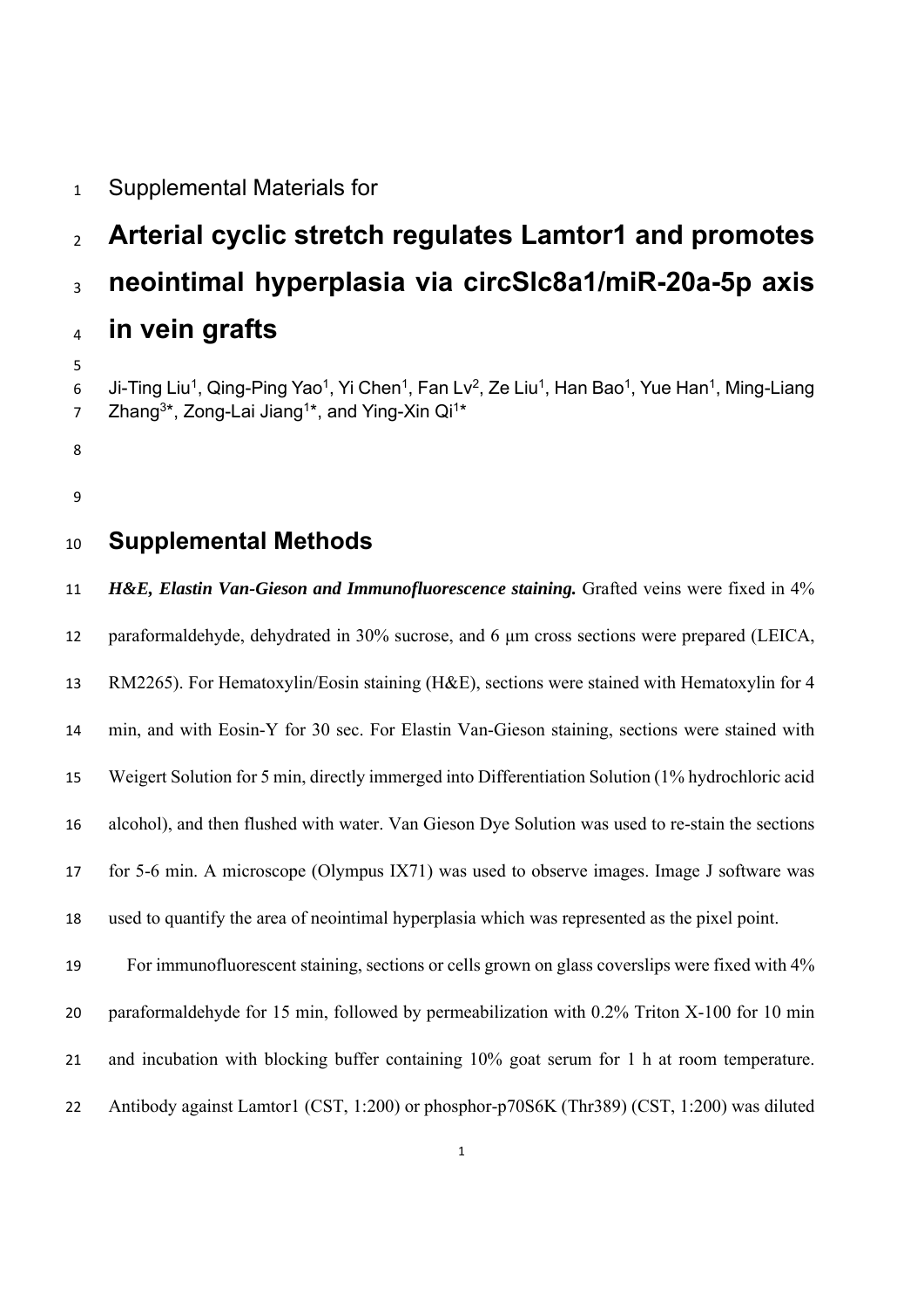Supplemental Materials for

# Arterial cyclic stretch regulates Lamtor1 and promotes neointimal hyperplasia via circSlc8a1/miR-20a-5p axis in vein grafts

Ji-Ting Liu[1], Qing-Ping Yao[1], Yi Chen[1], Fan Lv[2], Ze Liu[1], Han Bao[1], Yue Han[1], Ming-Liang Zhang[3]*, Zong-Lai Jiang[1]*, and Ying-Xin Qi[1]*

## Supplemental Methods

***H&E, Elastin Van-Gieson and Immunofluorescence staining.*** Grafted veins were fixed in 4% paraformaldehyde, dehydrated in 30% sucrose, and 6 μm cross sections were prepared (LEICA, RM2265). For Hematoxylin/Eosin staining (H&E), sections were stained with Hematoxylin for 4 min, and with Eosin-Y for 30 sec. For Elastin Van-Gieson staining, sections were stained with Weigert Solution for 5 min, directly immerged into Differentiation Solution (1% hydrochloric acid alcohol), and then flushed with water. Van Gieson Dye Solution was used to re-stain the sections for 5-6 min. A microscope (Olympus IX71) was used to observe images. Image J software was used to quantify the area of neointimal hyperplasia which was represented as the pixel point.

For immunofluorescent staining, sections or cells grown on glass coverslips were fixed with 4% paraformaldehyde for 15 min, followed by permeabilization with 0.2% Triton X-100 for 10 min and incubation with blocking buffer containing 10% goat serum for 1 h at room temperature. Antibody against Lamtor1 (CST, 1:200) or phosphor-p70S6K (Thr389) (CST, 1:200) was diluted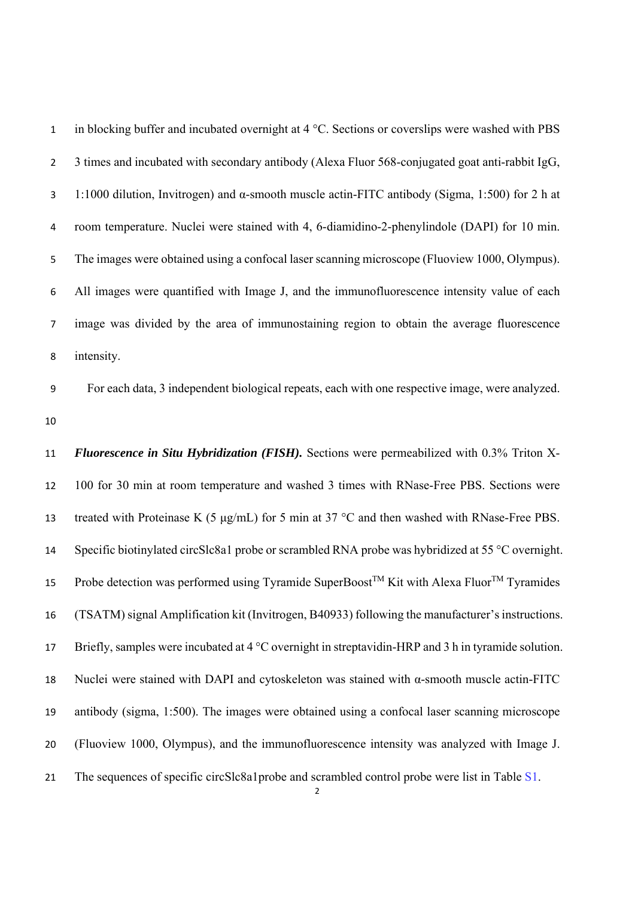in blocking buffer and incubated overnight at 4 °C. Sections or coverslips were washed with PBS 3 times and incubated with secondary antibody (Alexa Fluor 568-conjugated goat anti-rabbit IgG, 1:1000 dilution, Invitrogen) and α-smooth muscle actin-FITC antibody (Sigma, 1:500) for 2 h at room temperature. Nuclei were stained with 4, 6-diamidino-2-phenylindole (DAPI) for 10 min. The images were obtained using a confocal laser scanning microscope (Fluoview 1000, Olympus). All images were quantified with Image J, and the immunofluorescence intensity value of each image was divided by the area of immunostaining region to obtain the average fluorescence intensity.

For each data, 3 independent biological repeats, each with one respective image, were analyzed.

***Fluorescence in Situ Hybridization (FISH).*** Sections were permeabilized with 0.3% Triton X-100 for 30 min at room temperature and washed 3 times with RNase-Free PBS. Sections were treated with Proteinase K (5 μg/mL) for 5 min at 37 °C and then washed with RNase-Free PBS. Specific biotinylated circSlc8a1 probe or scrambled RNA probe was hybridized at 55 °C overnight. Probe detection was performed using Tyramide SuperBoost$^{TM}$ Kit with Alexa Fluor$^{TM}$ Tyramides (TSATM) signal Amplification kit (Invitrogen, B40933) following the manufacturer's instructions. Briefly, samples were incubated at 4 °C overnight in streptavidin-HRP and 3 h in tyramide solution. Nuclei were stained with DAPI and cytoskeleton was stained with α-smooth muscle actin-FITC antibody (sigma, 1:500). The images were obtained using a confocal laser scanning microscope (Fluoview 1000, Olympus), and the immunofluorescence intensity was analyzed with Image J. The sequences of specific circSlc8a1probe and scrambled control probe were list in Table S1.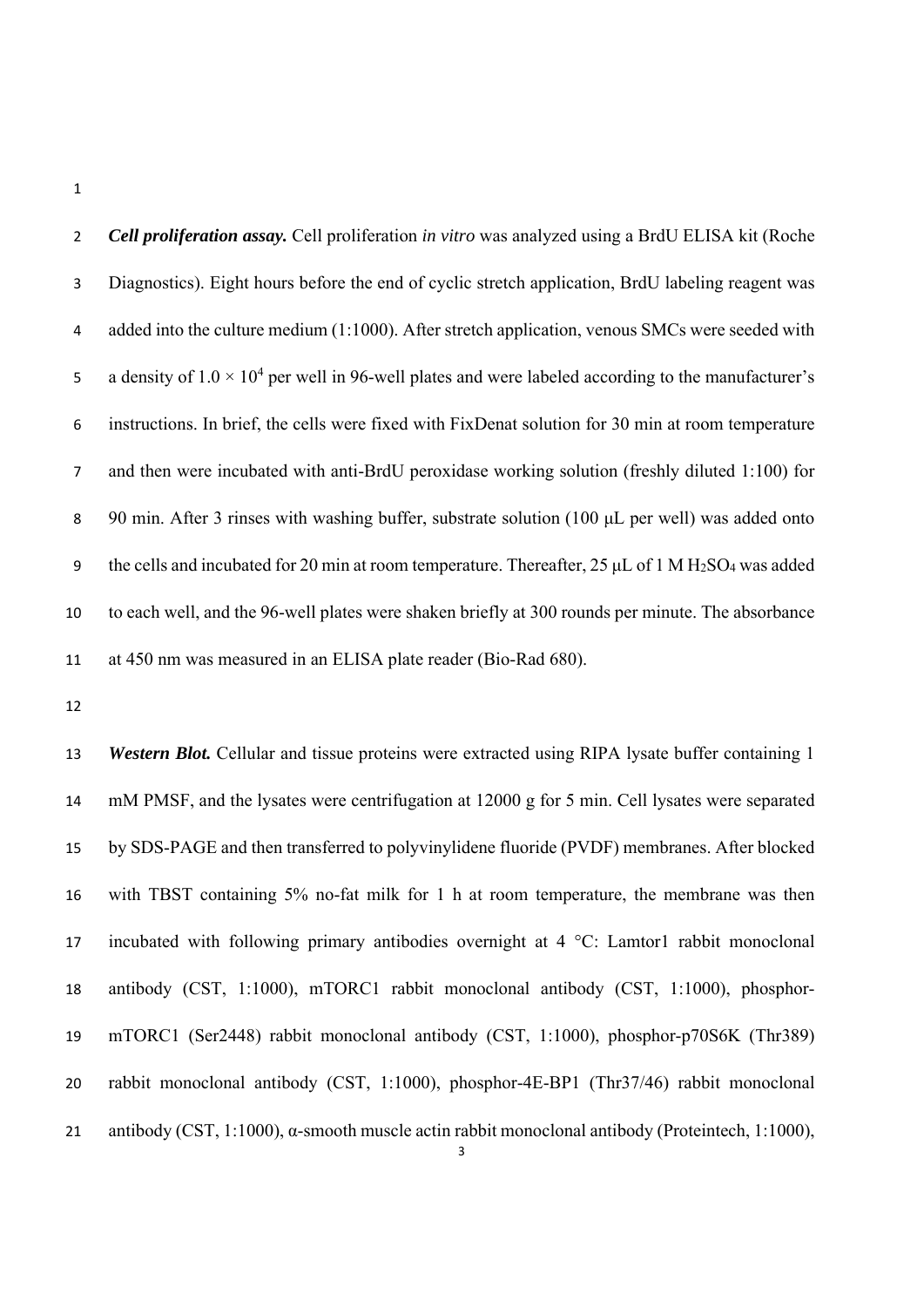***Cell proliferation assay.*** Cell proliferation *in vitro* was analyzed using a BrdU ELISA kit (Roche Diagnostics). Eight hours before the end of cyclic stretch application, BrdU labeling reagent was added into the culture medium (1:1000). After stretch application, venous SMCs were seeded with a density of $1.0 \times 10^4$ per well in 96-well plates and were labeled according to the manufacturer's instructions. In brief, the cells were fixed with FixDenat solution for 30 min at room temperature and then were incubated with anti-BrdU peroxidase working solution (freshly diluted 1:100) for 90 min. After 3 rinses with washing buffer, substrate solution (100 μL per well) was added onto the cells and incubated for 20 min at room temperature. Thereafter, 25 μL of 1 M $H_2SO_4$ was added to each well, and the 96-well plates were shaken briefly at 300 rounds per minute. The absorbance at 450 nm was measured in an ELISA plate reader (Bio-Rad 680).

***Western Blot.*** Cellular and tissue proteins were extracted using RIPA lysate buffer containing 1 mM PMSF, and the lysates were centrifugation at 12000 g for 5 min. Cell lysates were separated by SDS-PAGE and then transferred to polyvinylidene fluoride (PVDF) membranes. After blocked with TBST containing 5% no-fat milk for 1 h at room temperature, the membrane was then incubated with following primary antibodies overnight at 4 °C: Lamtor1 rabbit monoclonal antibody (CST, 1:1000), mTORC1 rabbit monoclonal antibody (CST, 1:1000), phosphor-mTORC1 (Ser2448) rabbit monoclonal antibody (CST, 1:1000), phosphor-p70S6K (Thr389) rabbit monoclonal antibody (CST, 1:1000), phosphor-4E-BP1 (Thr37/46) rabbit monoclonal antibody (CST, 1:1000), α-smooth muscle actin rabbit monoclonal antibody (Proteintech, 1:1000),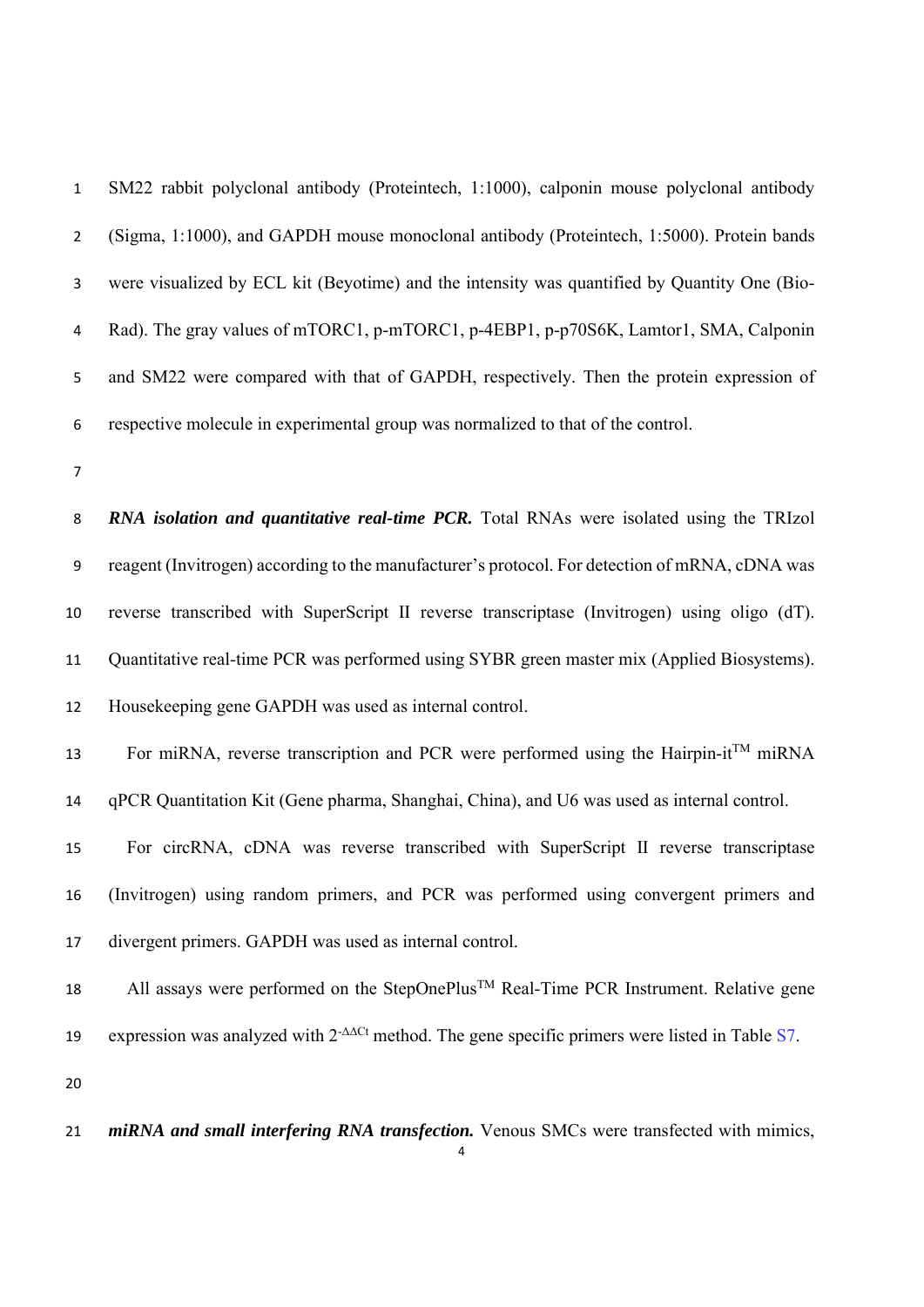SM22 rabbit polyclonal antibody (Proteintech, 1:1000), calponin mouse polyclonal antibody (Sigma, 1:1000), and GAPDH mouse monoclonal antibody (Proteintech, 1:5000). Protein bands were visualized by ECL kit (Beyotime) and the intensity was quantified by Quantity One (Bio-Rad). The gray values of mTORC1, p-mTORC1, p-4EBP1, p-p70S6K, Lamtor1, SMA, Calponin and SM22 were compared with that of GAPDH, respectively. Then the protein expression of respective molecule in experimental group was normalized to that of the control.

***RNA isolation and quantitative real-time PCR.*** Total RNAs were isolated using the TRIzol reagent (Invitrogen) according to the manufacturer's protocol. For detection of mRNA, cDNA was reverse transcribed with SuperScript II reverse transcriptase (Invitrogen) using oligo (dT). Quantitative real-time PCR was performed using SYBR green master mix (Applied Biosystems). Housekeeping gene GAPDH was used as internal control.

For miRNA, reverse transcription and PCR were performed using the Hairpin-it™ miRNA qPCR Quantitation Kit (Gene pharma, Shanghai, China), and U6 was used as internal control.

For circRNA, cDNA was reverse transcribed with SuperScript II reverse transcriptase (Invitrogen) using random primers, and PCR was performed using convergent primers and divergent primers. GAPDH was used as internal control.

All assays were performed on the StepOnePlus™ Real-Time PCR Instrument. Relative gene expression was analyzed with $2^{-\Delta\Delta Ct}$ method. The gene specific primers were listed in Table S7.

***miRNA and small interfering RNA transfection.*** Venous SMCs were transfected with mimics,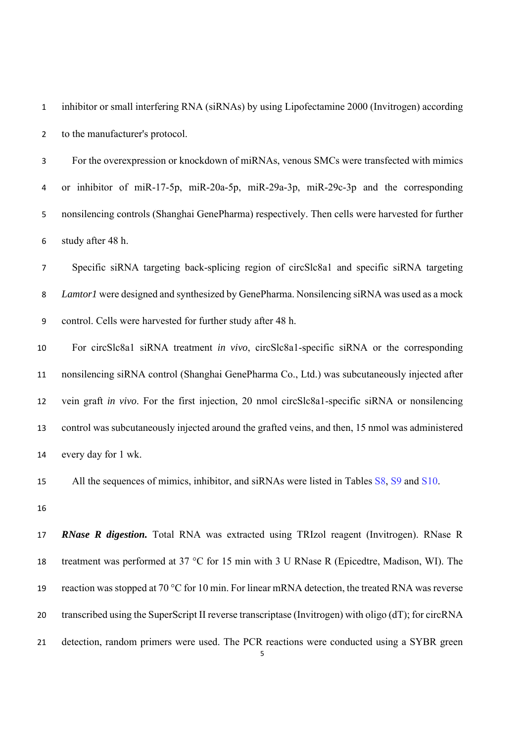inhibitor or small interfering RNA (siRNAs) by using Lipofectamine 2000 (Invitrogen) according to the manufacturer's protocol.

For the overexpression or knockdown of miRNAs, venous SMCs were transfected with mimics or inhibitor of miR-17-5p, miR-20a-5p, miR-29a-3p, miR-29c-3p and the corresponding nonsilencing controls (Shanghai GenePharma) respectively. Then cells were harvested for further study after 48 h.

Specific siRNA targeting back-splicing region of circSlc8a1 and specific siRNA targeting *Lamtor1* were designed and synthesized by GenePharma. Nonsilencing siRNA was used as a mock control. Cells were harvested for further study after 48 h.

For circSlc8a1 siRNA treatment *in vivo*, circSlc8a1-specific siRNA or the corresponding nonsilencing siRNA control (Shanghai GenePharma Co., Ltd.) was subcutaneously injected after vein graft *in vivo*. For the first injection, 20 nmol circSlc8a1-specific siRNA or nonsilencing control was subcutaneously injected around the grafted veins, and then, 15 nmol was administered every day for 1 wk.

All the sequences of mimics, inhibitor, and siRNAs were listed in Tables S8, S9 and S10.

***RNase R digestion.*** Total RNA was extracted using TRIzol reagent (Invitrogen). RNase R treatment was performed at 37 °C for 15 min with 3 U RNase R (Epicedtre, Madison, WI). The reaction was stopped at 70 °C for 10 min. For linear mRNA detection, the treated RNA was reverse transcribed using the SuperScript II reverse transcriptase (Invitrogen) with oligo (dT); for circRNA detection, random primers were used. The PCR reactions were conducted using a SYBR green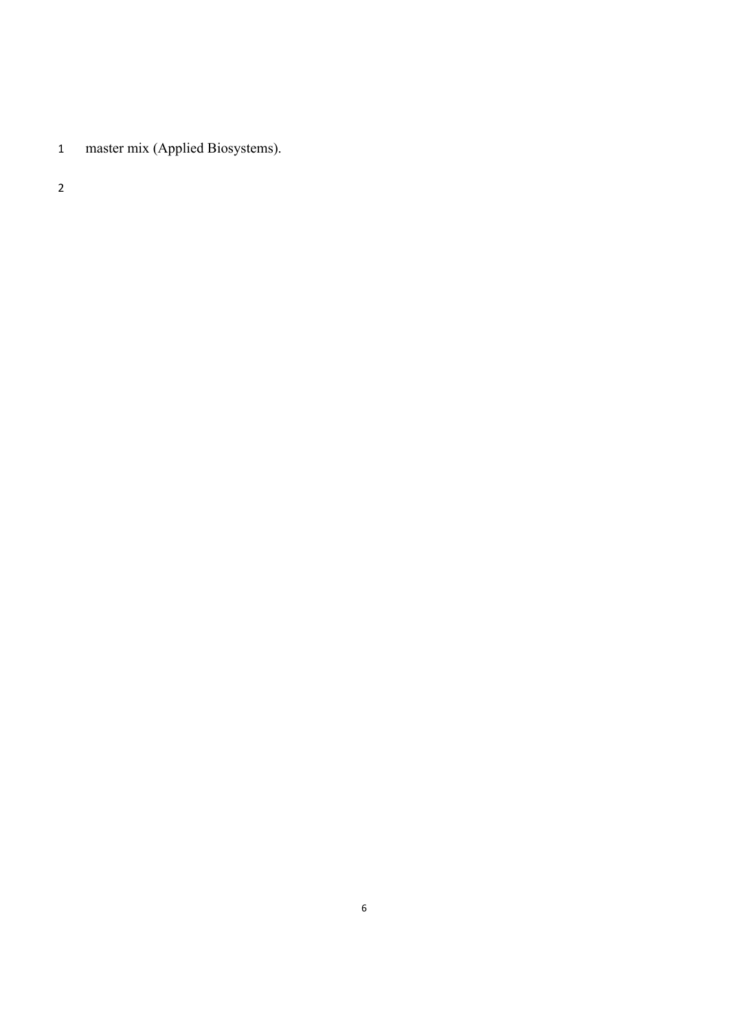master mix (Applied Biosystems).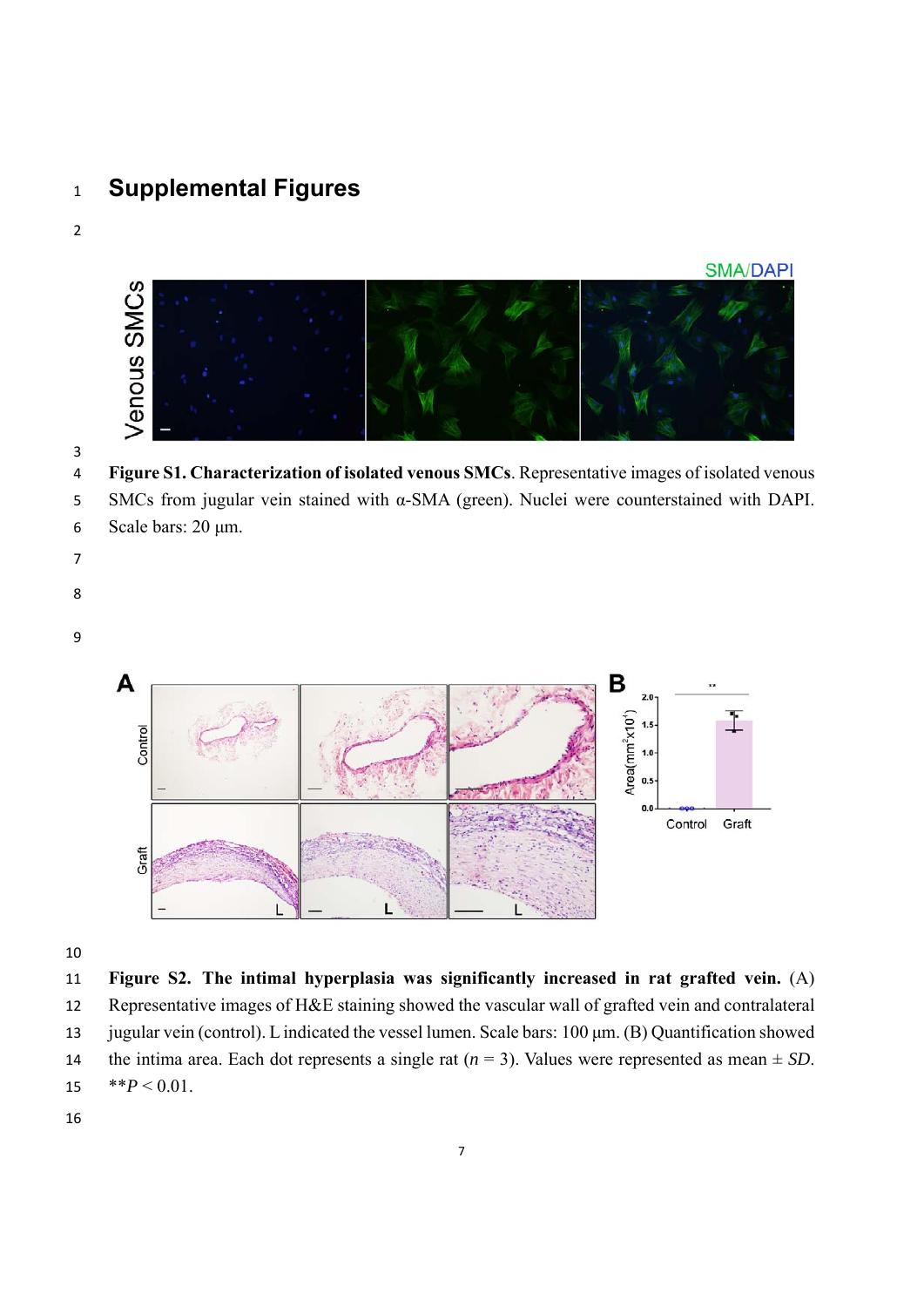# Supplemental Figures

**Figure S1. Characterization of isolated venous SMCs**. Representative images of isolated venous SMCs from jugular vein stained with α-SMA (green). Nuclei were counterstained with DAPI. Scale bars: 20 μm.

**Figure S2. The intimal hyperplasia was significantly increased in rat grafted vein.** (A) Representative images of H&E staining showed the vascular wall of grafted vein and contralateral jugular vein (control). L indicated the vessel lumen. Scale bars: 100 μm. (B) Quantification showed the intima area. Each dot represents a single rat ($n$ = 3). Values were represented as mean ± *SD*. $^{**}P < 0.01$.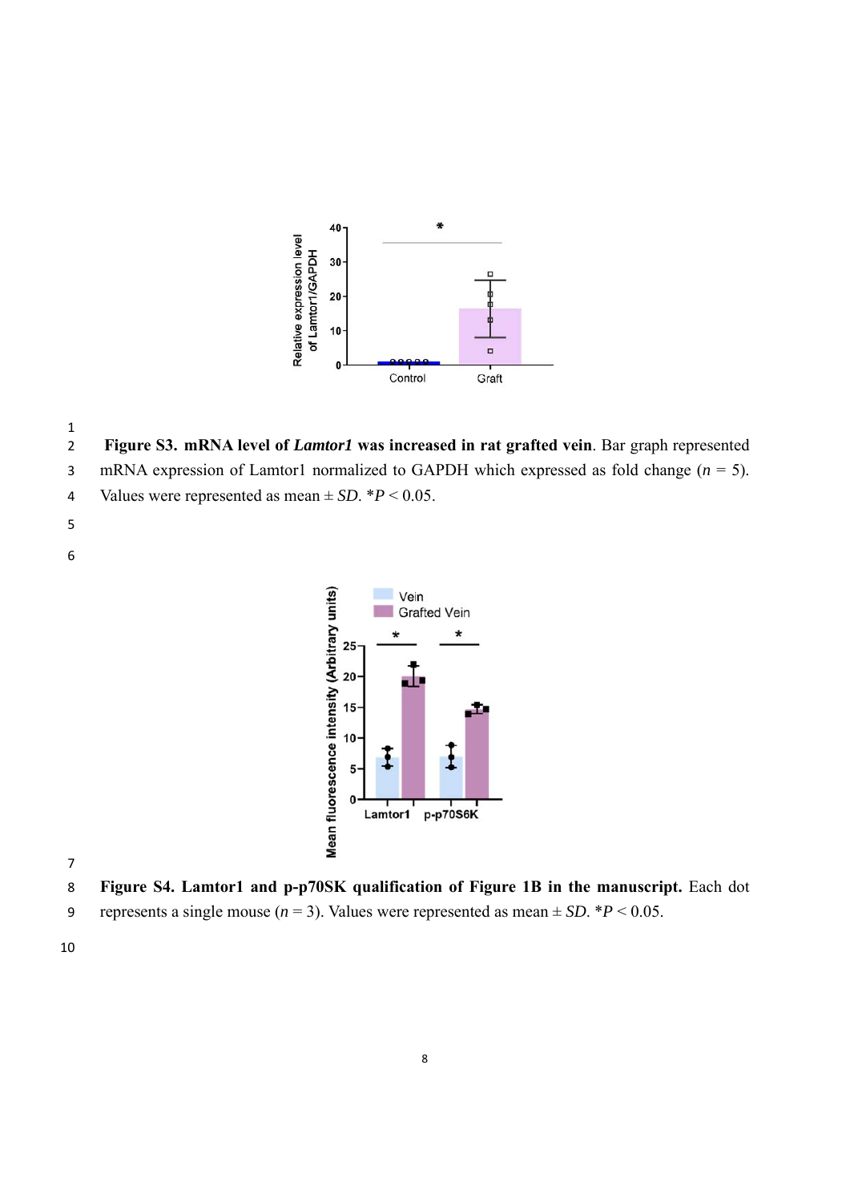**Figure S3. mRNA level of *Lamtor1* was increased in rat grafted vein**. Bar graph represented mRNA expression of Lamtor1 normalized to GAPDH which expressed as fold change ($n$ = 5). Values were represented as mean ± *SD*. *$P < 0.05$.

**Figure S4. Lamtor1 and p-p70SK qualification of Figure 1B in the manuscript.** Each dot represents a single mouse ($n$ = 3). Values were represented as mean ± *SD*. *$P < 0.05$.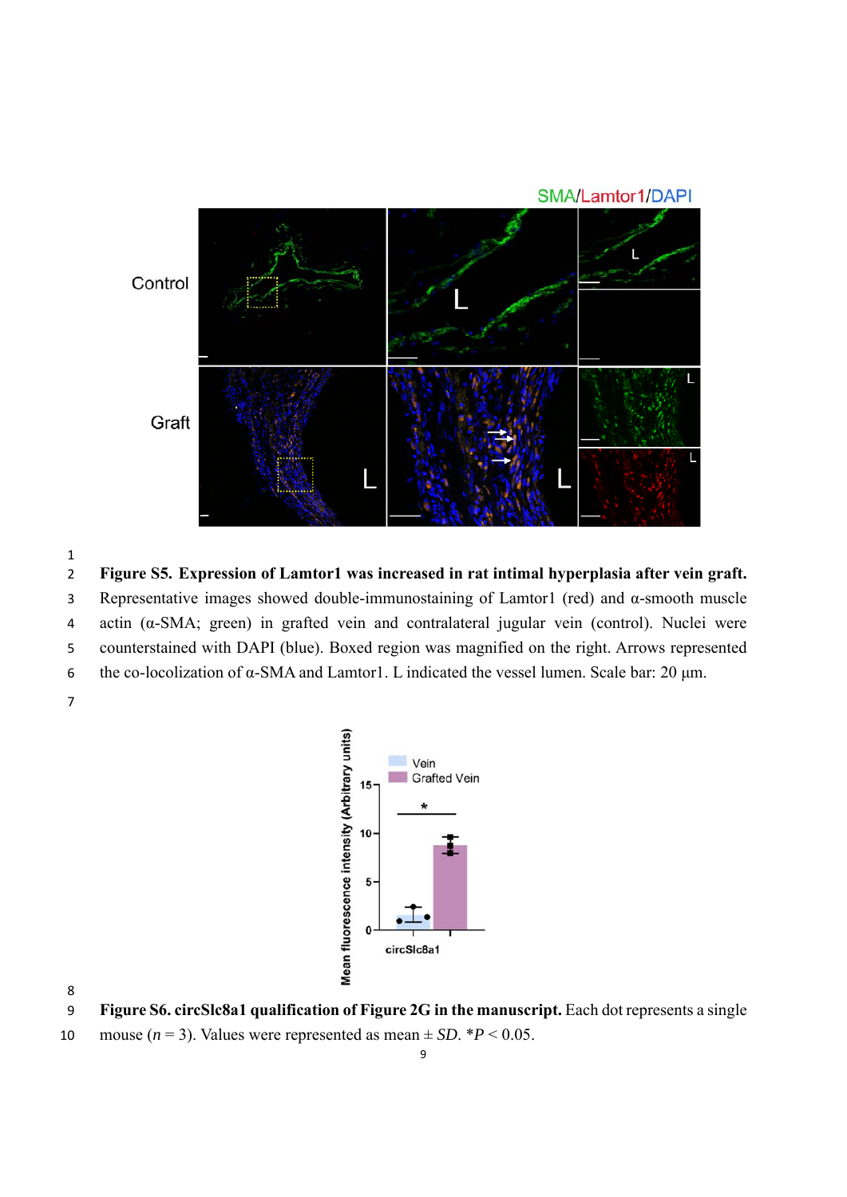**Figure S5. Expression of Lamtor1 was increased in rat intimal hyperplasia after vein graft.** Representative images showed double-immunostaining of Lamtor1 (red) and α-smooth muscle actin (α-SMA; green) in grafted vein and contralateral jugular vein (control). Nuclei were counterstained with DAPI (blue). Boxed region was magnified on the right. Arrows represented the co-locolization of α-SMA and Lamtor1. L indicated the vessel lumen. Scale bar: 20 μm.

**Figure S6. circSlc8a1 qualification of Figure 2G in the manuscript.** Each dot represents a single mouse ($n$ = 3). Values were represented as mean ± *SD*. \*$P < 0.05$.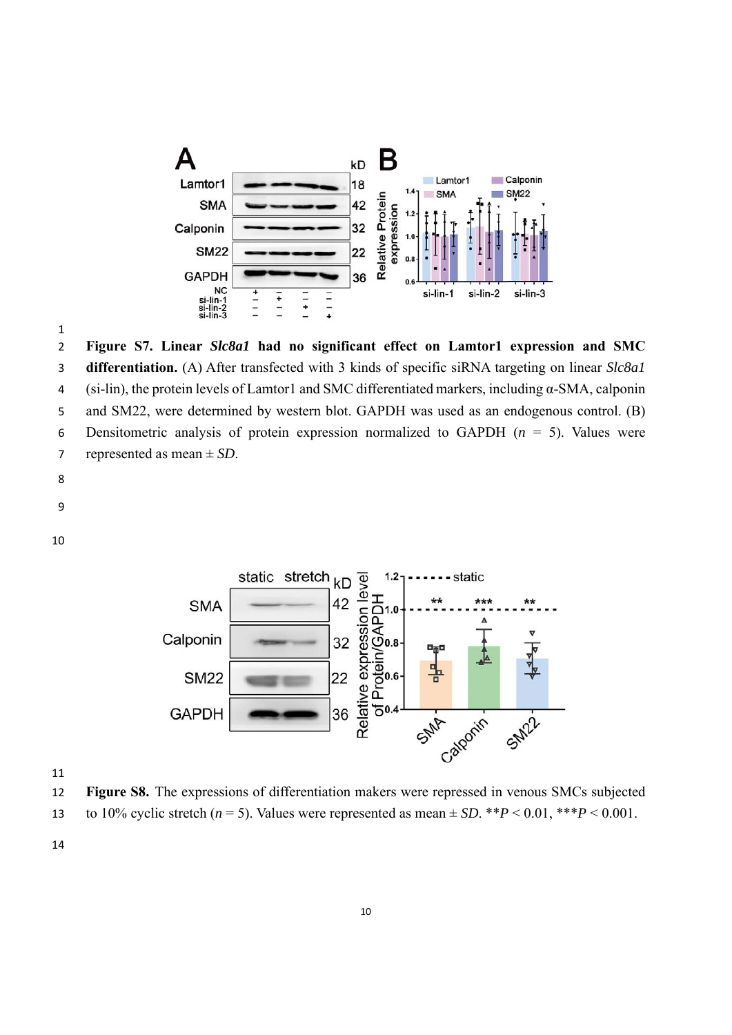**Figure S7. Linear *Slc8a1* had no significant effect on Lamtor1 expression and SMC differentiation.** (A) After transfected with 3 kinds of specific siRNA targeting on linear *Slc8a1* (si-lin), the protein levels of Lamtor1 and SMC differentiated markers, including α-SMA, calponin and SM22, were determined by western blot. GAPDH was used as an endogenous control. (B) Densitometric analysis of protein expression normalized to GAPDH ($n$ = 5). Values were represented as mean ± *SD*.

**Figure S8.** The expressions of differentiation makers were repressed in venous SMCs subjected to 10% cyclic stretch ($n$ = 5). Values were represented as mean ± *SD*. $^{**}P < 0.01$, $^{***}P < 0.001$.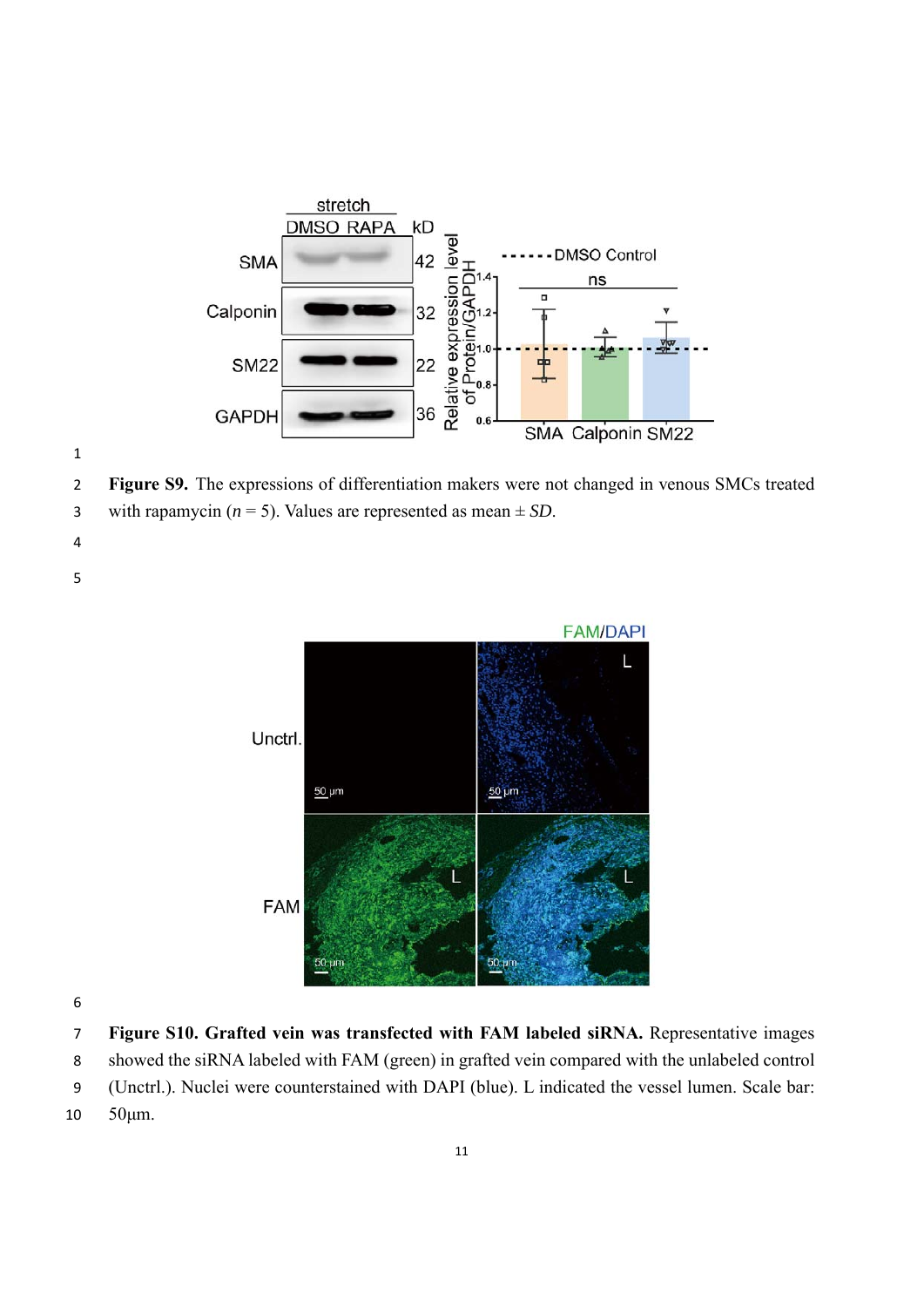**Figure S9.** The expressions of differentiation makers were not changed in venous SMCs treated with rapamycin ($n$ = 5). Values are represented as mean ± *SD*.

**Figure S10. Grafted vein was transfected with FAM labeled siRNA.** Representative images showed the siRNA labeled with FAM (green) in grafted vein compared with the unlabeled control (Unctrl.). Nuclei were counterstained with DAPI (blue). L indicated the vessel lumen. Scale bar: 50μm.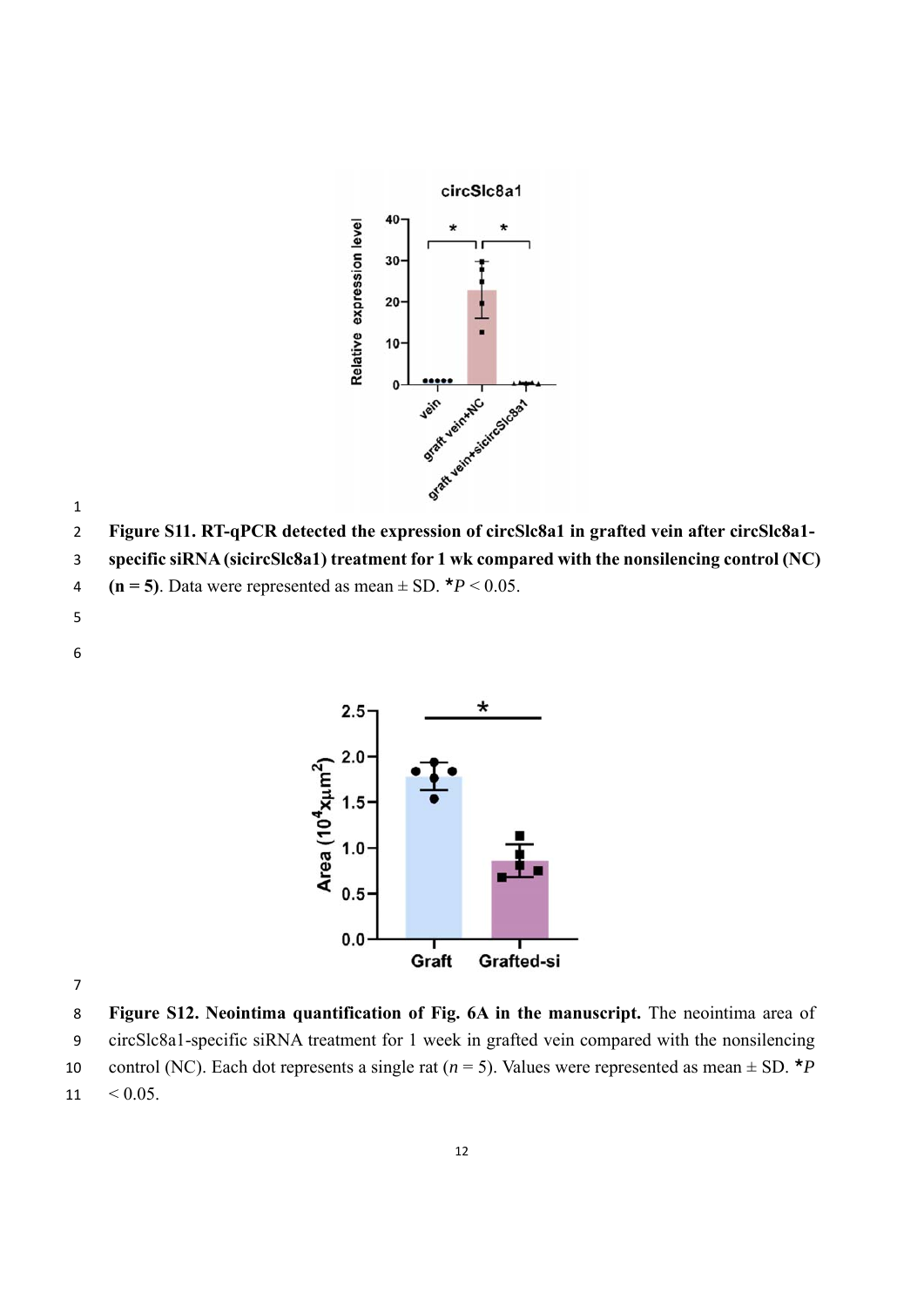**Figure S11. RT-qPCR detected the expression of circSlc8a1 in grafted vein after circSlc8a1-specific siRNA (sicircSlc8a1) treatment for 1 wk compared with the nonsilencing control (NC) (n = 5)**. Data were represented as mean ± SD. *$P < 0.05$.

**Figure S12. Neointima quantification of Fig. 6A in the manuscript.** The neointima area of circSlc8a1-specific siRNA treatment for 1 week in grafted vein compared with the nonsilencing control (NC). Each dot represents a single rat ($n = 5$). Values were represented as mean ± SD. *$P < 0.05$.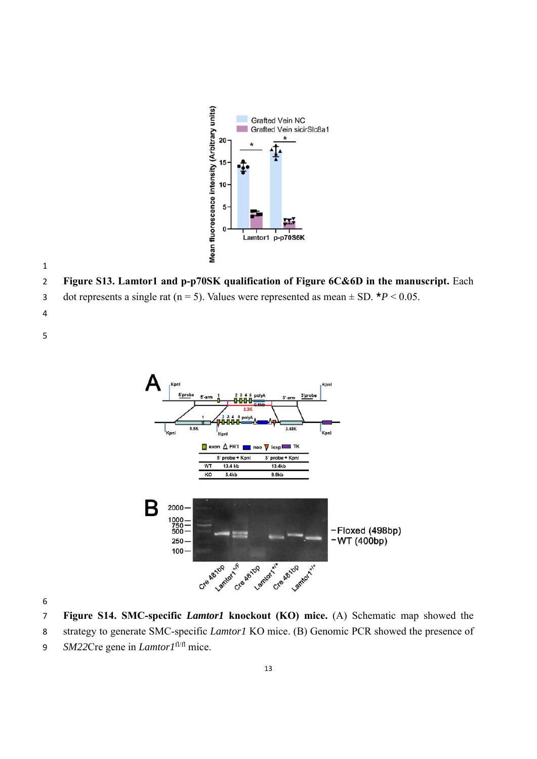**Figure S13. Lamtor1 and p-p70SK qualification of Figure 6C&6D in the manuscript.** Each dot represents a single rat (n = 5). Values were represented as mean ± SD. **\***$P < 0.05$.

**Figure S14. SMC-specific *Lamtor1* knockout (KO) mice.** (A) Schematic map showed the strategy to generate SMC-specific *Lamtor1* KO mice. (B) Genomic PCR showed the presence of *SM22*Cre gene in *Lamtor1*$^{fl/fl}$ mice.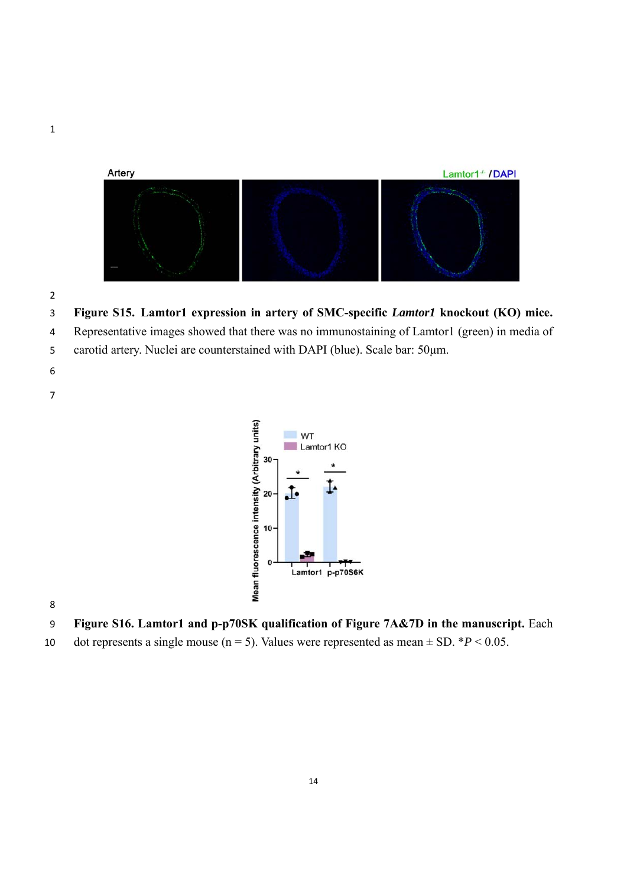**Figure S15. Lamtor1 expression in artery of SMC-specific *Lamtor1* knockout (KO) mice.** Representative images showed that there was no immunostaining of Lamtor1 (green) in media of carotid artery. Nuclei are counterstained with DAPI (blue). Scale bar: 50μm.

**Figure S16. Lamtor1 and p-p70SK qualification of Figure 7A&7D in the manuscript.** Each dot represents a single mouse (n = 5). Values were represented as mean ± SD. \*$P < 0.05$.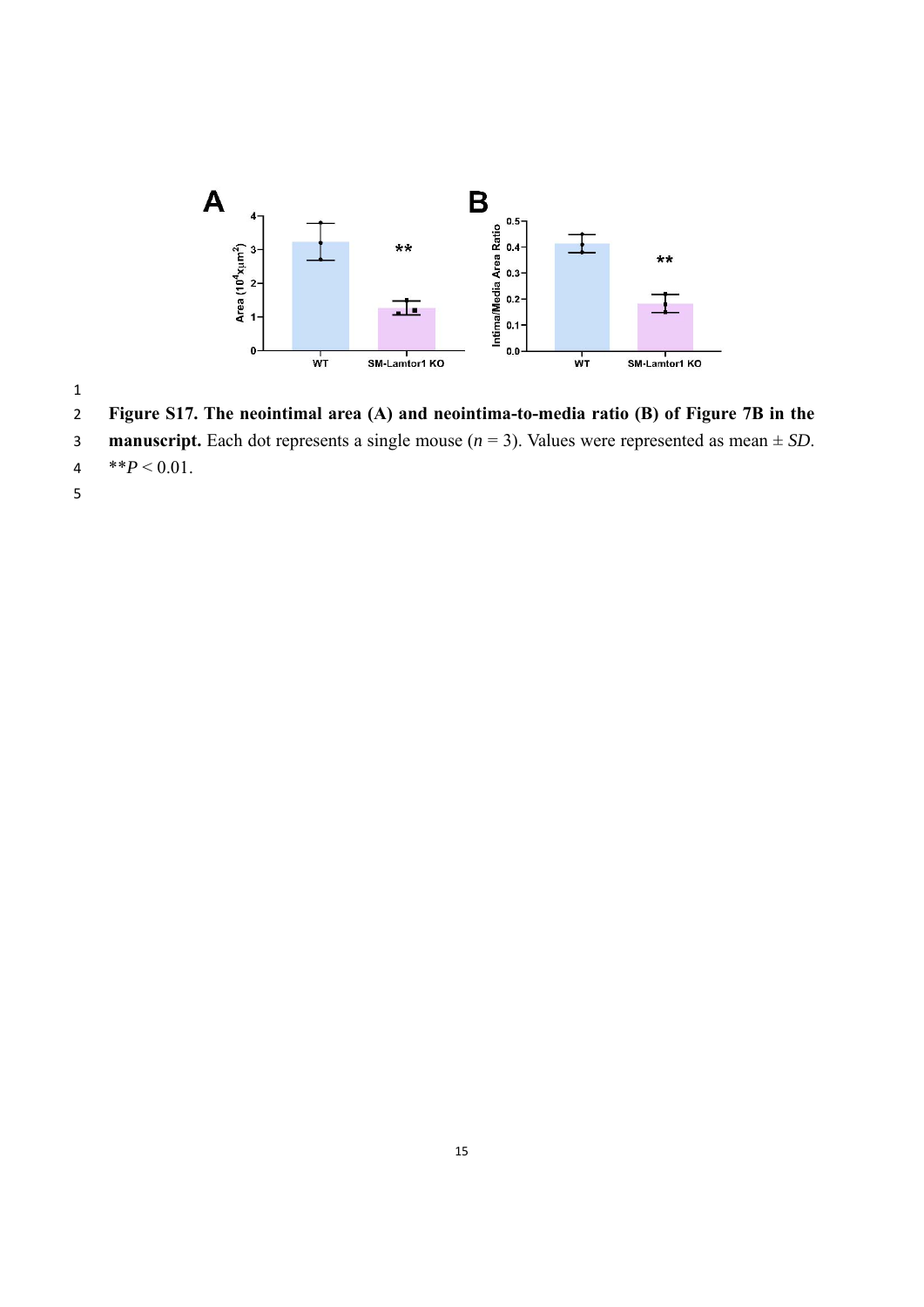**Figure S17. The neointimal area (A) and neointima-to-media ratio (B) of Figure 7B in the manuscript.** Each dot represents a single mouse ($n = 3$). Values were represented as mean ± *SD*. $^{**}P < 0.01$.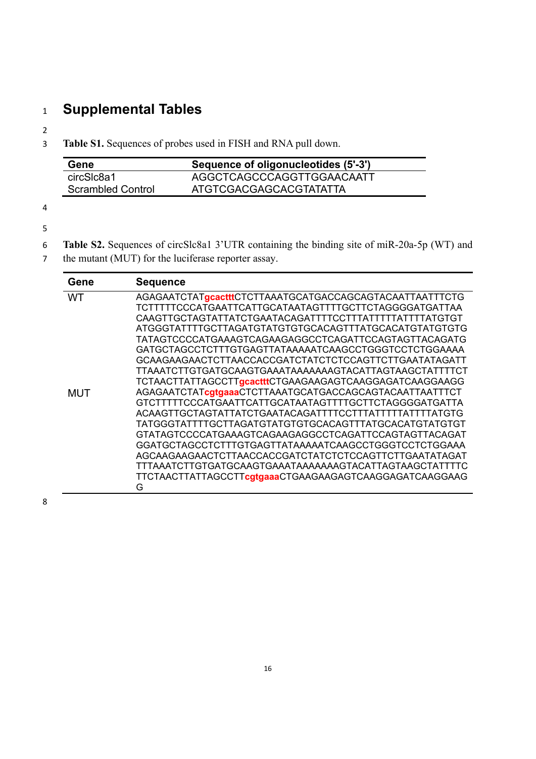# Supplemental Tables

**Table S1.** Sequences of probes used in FISH and RNA pull down.

| Gene | Sequence of oligonucleotides (5'-3') |
|---|---|
| circSlc8a1 | AGGCTCAGCCCAGGTTGGAACAATT |
| Scrambled Control | ATGTCGACGAGCACGTATATTA |

**Table S2.** Sequences of circSlc8a1 3'UTR containing the binding site of miR-20a-5p (WT) and the mutant (MUT) for the luciferase reporter assay.

| Gene | Sequence |
|---|---|
| WT | AGAGAATCTATgcactttCTCTTAAATGCATGACCAGCAGTACAATTAATTTCTGTCTTTTTCCCATGAATTCATTGCATAATAGTTTTGCTTCTAGGGGATGATTAACAAGTTGCTAGTATTATCTGAATACAGATTTTCCTTTATTTTTATTTTATGTGTATGGGTATTTTGCTTAGATGTATGTGTGCACAGTTTATGCACATGTATGTGTGTATAGTCCCCATGAAAGTCAGAAGAGGCCTCAGATTCCAGTAGTTACAGATGGATGCTAGCCTCTTTGTGAGTTATAAAAATCAAGCCTGGGTCCTCTGGAAAAGCAAGAAGAACTCTTAACCACCGATCTATCTCTCCAGTTCTTGAATATAGATTTAAATCTTGTGATGCAAGTGAAATAAAAAAAGTACATTAGTAAGCTATTTTCTTCTAACTTATTAGCCTTgcactttCTGAAGAAGAGTCAAGGAGATCAAGGAAGG |
| MUT | AGAGAATCTATcgtgaaaCTCTTAAATGCATGACCAGCAGTACAATTAATTTCTGTCTTTTTCCCATGAATTCATTGCATAATAGTTTTGCTTCTAGGGGATGATTAACAAGTTGCTAGTATTATCTGAATACAGATTTTCCTTTATTTTTATTTTATGTGTATGGGTATTTTGCTTAGATGTATGTGTGCACAGTTTATGCACATGTATGTGTGTATAGTCCCCATGAAAGTCAGAAGAGGCCTCAGATTCCAGTAGTTACAGATGGATGCTAGCCTCTTTGTGAGTTATAAAAATCAAGCCTGGGTCCTCTGGAAAAGCAAGAAGAACTCTTAACCACCGATCTATCTCTCCAGTTCTTGAATATAGATTTTAAATCTTGTGATGCAAGTGAAATAAAAAAAGTACATTAGTAAGCTATTTTCTTCTAACTTATTAGCCTTcgtgaaaCTGAAGAAGAGTCAAGGAGATCAAGGAAGG |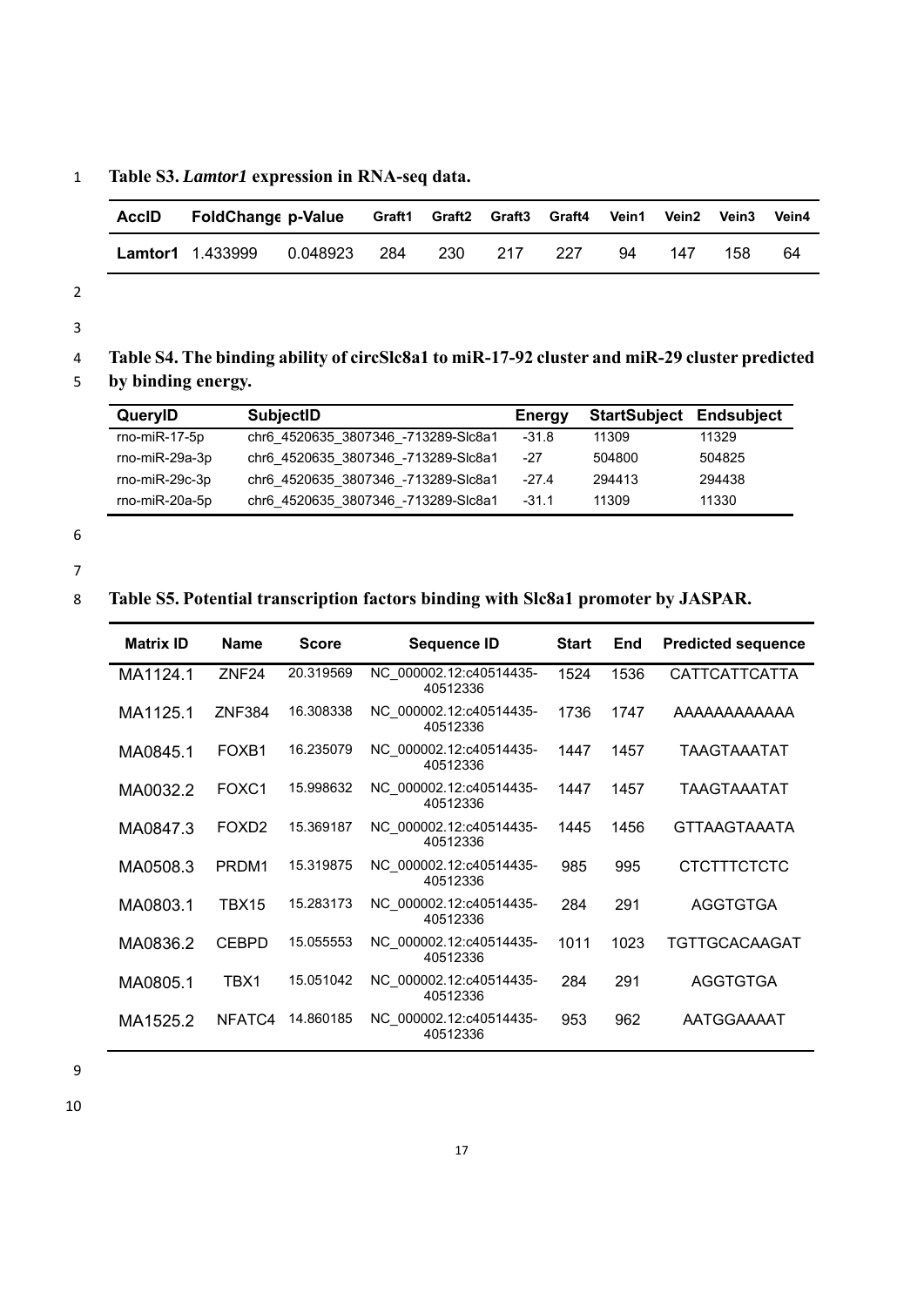**Table S3.** ***Lamtor1*** **expression in RNA-seq data.**

| AccID | FoldChange | p-Value | Graft1 | Graft2 | Graft3 | Graft4 | Vein1 | Vein2 | Vein3 | Vein4 |
|---|---|---|---|---|---|---|---|---|---|---|
| **Lamtor1** | 1.433999 | 0.048923 | 284 | 230 | 217 | 227 | 94 | 147 | 158 | 64 |

**Table S4. The binding ability of circSlc8a1 to miR-17-92 cluster and miR-29 cluster predicted by binding energy.**

| QueryID | SubjectID | Energy | StartSubject | Endsubject |
|---|---|---|---|---|
| rno-miR-17-5p | chr6_4520635_3807346_-713289-Slc8a1 | -31.8 | 11309 | 11329 |
| rno-miR-29a-3p | chr6_4520635_3807346_-713289-Slc8a1 | -27 | 504800 | 504825 |
| rno-miR-29c-3p | chr6_4520635_3807346_-713289-Slc8a1 | -27.4 | 294413 | 294438 |
| rno-miR-20a-5p | chr6_4520635_3807346_-713289-Slc8a1 | -31.1 | 11309 | 11330 |

**Table S5. Potential transcription factors binding with Slc8a1 promoter by JASPAR.**

| Matrix ID | Name | Score | Sequence ID | Start | End | Predicted sequence |
|---|---|---|---|---|---|---|
| MA1124.1 | ZNF24 | 20.319569 | NC_000002.12:c40514435-40512336 | 1524 | 1536 | CATTCATTCATTA |
| MA1125.1 | ZNF384 | 16.308338 | NC_000002.12:c40514435-40512336 | 1736 | 1747 | AAAAAAAAAAAA |
| MA0845.1 | FOXB1 | 16.235079 | NC_000002.12:c40514435-40512336 | 1447 | 1457 | TAAGTAAATAT |
| MA0032.2 | FOXC1 | 15.998632 | NC_000002.12:c40514435-40512336 | 1447 | 1457 | TAAGTAAATAT |
| MA0847.3 | FOXD2 | 15.369187 | NC_000002.12:c40514435-40512336 | 1445 | 1456 | GTTAAGTAAATA |
| MA0508.3 | PRDM1 | 15.319875 | NC_000002.12:c40514435-40512336 | 985 | 995 | CTCTTTCTCTC |
| MA0803.1 | TBX15 | 15.283173 | NC_000002.12:c40514435-40512336 | 284 | 291 | AGGTGTGA |
| MA0836.2 | CEBPD | 15.055553 | NC_000002.12:c40514435-40512336 | 1011 | 1023 | TGTTGCACAAGAT |
| MA0805.1 | TBX1 | 15.051042 | NC_000002.12:c40514435-40512336 | 284 | 291 | AGGTGTGA |
| MA1525.2 | NFATC4 | 14.860185 | NC_000002.12:c40514435-40512336 | 953 | 962 | AATGGAAAAT |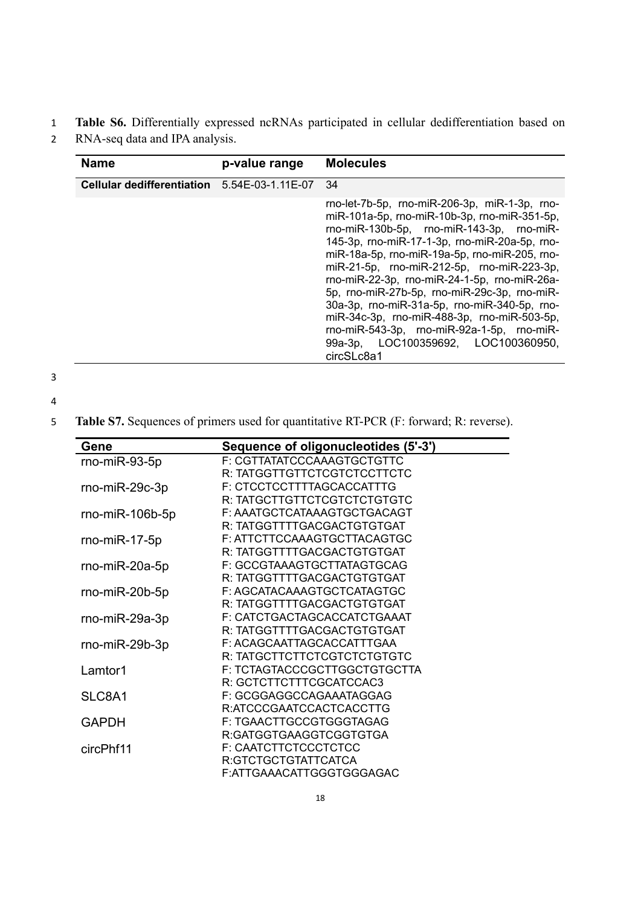**Table S6.** Differentially expressed ncRNAs participated in cellular dedifferentiation based on RNA-seq data and IPA analysis.

| Name | p-value range | Molecules |
|---|---|---|
| **Cellular dedifferentiation** | 5.54E-03-1.11E-07 | 34 |
| | | rno-let-7b-5p, rno-miR-206-3p, miR-1-3p, rno-miR-101a-5p, rno-miR-10b-3p, rno-miR-351-5p, rno-miR-130b-5p, rno-miR-143-3p, rno-miR-145-3p, rno-miR-17-1-3p, rno-miR-20a-5p, rno-miR-18a-5p, rno-miR-19a-5p, rno-miR-205, rno-miR-21-5p, rno-miR-212-5p, rno-miR-223-3p, rno-miR-22-3p, rno-miR-24-1-5p, rno-miR-26a-5p, rno-miR-27b-5p, rno-miR-29c-3p, rno-miR-30a-3p, rno-miR-31a-5p, rno-miR-340-5p, rno-miR-34c-3p, rno-miR-488-3p, rno-miR-503-5p, rno-miR-543-3p, rno-miR-92a-1-5p, rno-miR-99a-3p, LOC100359692, LOC100360950, circSLc8a1 |

**Table S7.** Sequences of primers used for quantitative RT-PCR (F: forward; R: reverse).

| Gene | Sequence of oligonucleotides (5'-3') |
|---|---|
| rno-miR-93-5p | F: CGTTATATCCCAAAGTGCTGTTC |
| | R: TATGGTTGTTCTCGTCTCCTTCTC |
| rno-miR-29c-3p | F: CTCCTCCTTTTAGCACCATTTG |
| | R: TATGCTTGTTCTCGTCTCTGTGTC |
| rno-miR-106b-5p | F: AAATGCTCATAAAGTGCTGACAGT |
| | R: TATGGTTTTGACGACTGTGTGAT |
| rno-miR-17-5p | F: ATTCTTCCAAAGTGCTTACAGTGC |
| | R: TATGGTTTTGACGACTGTGTGAT |
| rno-miR-20a-5p | F: GCCGTAAAGTGCTTATAGTGCAG |
| | R: TATGGTTTTGACGACTGTGTGAT |
| rno-miR-20b-5p | F: AGCATACAAAGTGCTCATAGTGC |
| | R: TATGGTTTTGACGACTGTGTGAT |
| rno-miR-29a-3p | F: CATCTGACTAGCACCATCTGAAAT |
| | R: TATGGTTTTGACGACTGTGTGAT |
| rno-miR-29b-3p | F: ACAGCAATTAGCACCATTTGAA |
| | R: TATGCTTCTTCTCGTCTCTGTGTC |
| Lamtor1 | F: TCTAGTACCCGCTTGGCTGTGCTTA |
| | R: GCTCTTCTTTCGCATCCAC3 |
| SLC8A1 | F: GCGGAGGCCAGAAATAGGAG |
| | R:ATCCCGAATCCACTCACCTTG |
| GAPDH | F: TGAACTTGCCGTGGGTAGAG |
| | R:GATGGTGAAGGTCGGTGTGA |
| circPhf11 | F: CAATCTTCTCCCTCTCC |
| | R:GTCTGCTGTATTCATCA |
| | F:ATTGAAACATTGGGTGGGAGAC |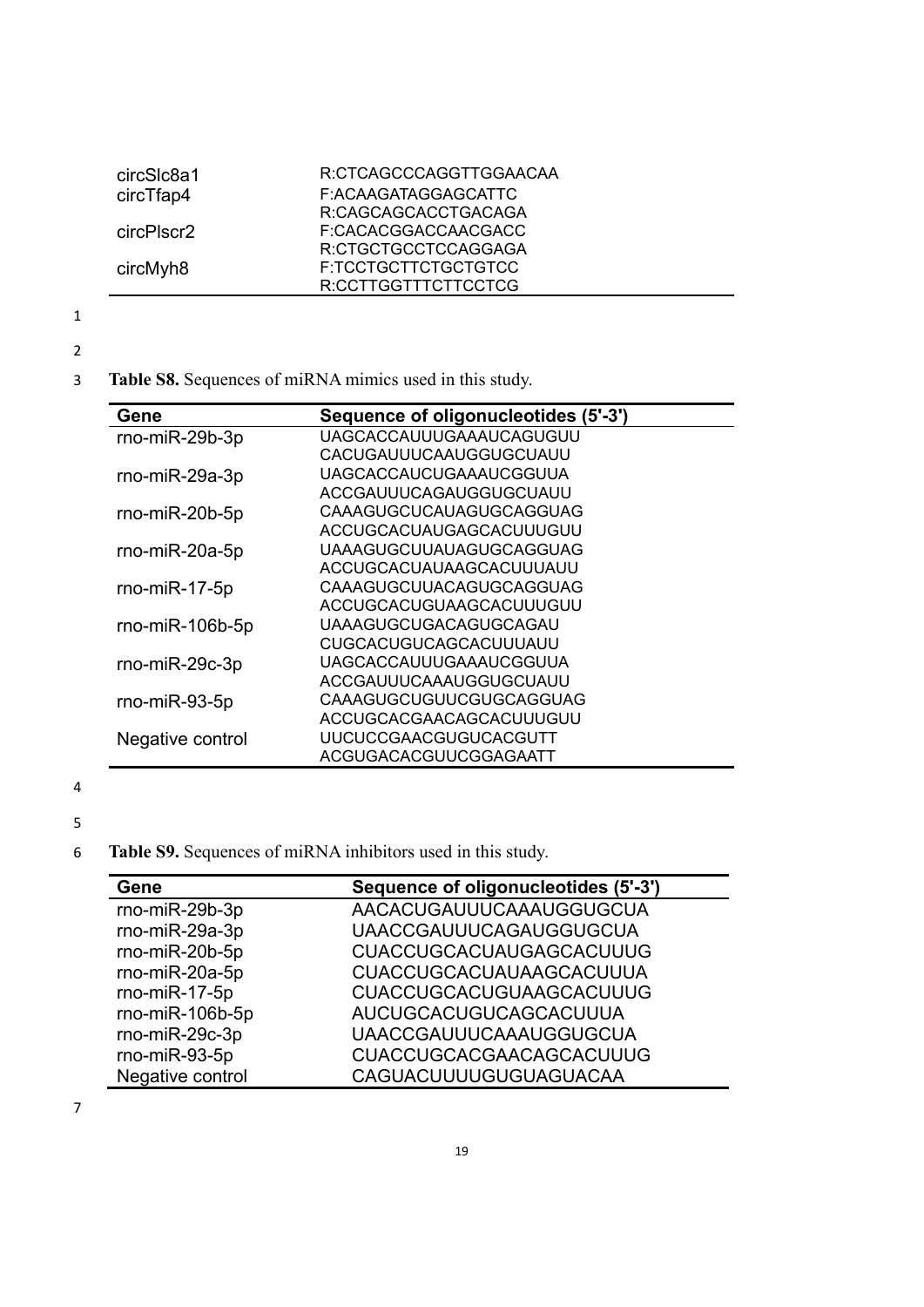| | |
|---|---|
| circSlc8a1 | R:CTCAGCCCAGGTTGGAACAA |
| circTfap4 | F:ACAAGATAGGAGCATTC |
| | R:CAGCAGCACCTGACAGA |
| circPlscr2 | F:CACACGGACCAACGACC |
| | R:CTGCTGCCTCCAGGAGA |
| circMyh8 | F:TCCTGCTTCTGCTGTCC |
| | R:CCTTGGTTTCTTCCTCG |

**Table S8.** Sequences of miRNA mimics used in this study.

| Gene | Sequence of oligonucleotides (5'-3') |
|---|---|
| rno-miR-29b-3p | UAGCACCAUUUGAAAUCAGUGUU |
| | CACUGAUUUCAAUGGUGCUAUU |
| rno-miR-29a-3p | UAGCACCAUCUGAAAUCGGUUA |
| | ACCGAUUUCAGAUGGUGCUAUU |
| rno-miR-20b-5p | CAAAGUGCUCAUAGUGCAGGUAG |
| | ACCUGCACUAUGAGCACUUUGUU |
| rno-miR-20a-5p | UAAAGUGCUUAUAGUGCAGGUAG |
| | ACCUGCACUAUAAGCACUUUAUU |
| rno-miR-17-5p | CAAAGUGCUUACAGUGCAGGUAG |
| | ACCUGCACUGUAAGCACUUUGUU |
| rno-miR-106b-5p | UAAAGUGCUGACAGUGCAGAU |
| | CUGCACUGUCAGCACUUUAUU |
| rno-miR-29c-3p | UAGCACCAUUUGAAAUCGGUUA |
| | ACCGAUUUCAAAUGGUGCUAUU |
| rno-miR-93-5p | CAAAGUGCUGUUCGUGCAGGUAG |
| | ACCUGCACGAACAGCACUUUGUU |
| Negative control | UUCUCCGAACGUGUCACGUTT |
| | ACGUGACACGUUCGGAGAATT |

**Table S9.** Sequences of miRNA inhibitors used in this study.

| Gene | Sequence of oligonucleotides (5'-3') |
|---|---|
| rno-miR-29b-3p | AACACUGAUUUCAAAUGGUGCUA |
| rno-miR-29a-3p | UAACCGAUUUCAGAUGGUGCUA |
| rno-miR-20b-5p | CUACCUGCACUAUGAGCACUUUG |
| rno-miR-20a-5p | CUACCUGCACUAUAAGCACUUUA |
| rno-miR-17-5p | CUACCUGCACUGUAAGCACUUUG |
| rno-miR-106b-5p | AUCUGCACUGUCAGCACUUUA |
| rno-miR-29c-3p | UAACCGAUUUCAAAUGGUGCUA |
| rno-miR-93-5p | CUACCUGCACGAACAGCACUUUG |
| Negative control | CAGUACUUUUGUGUAGUACAA |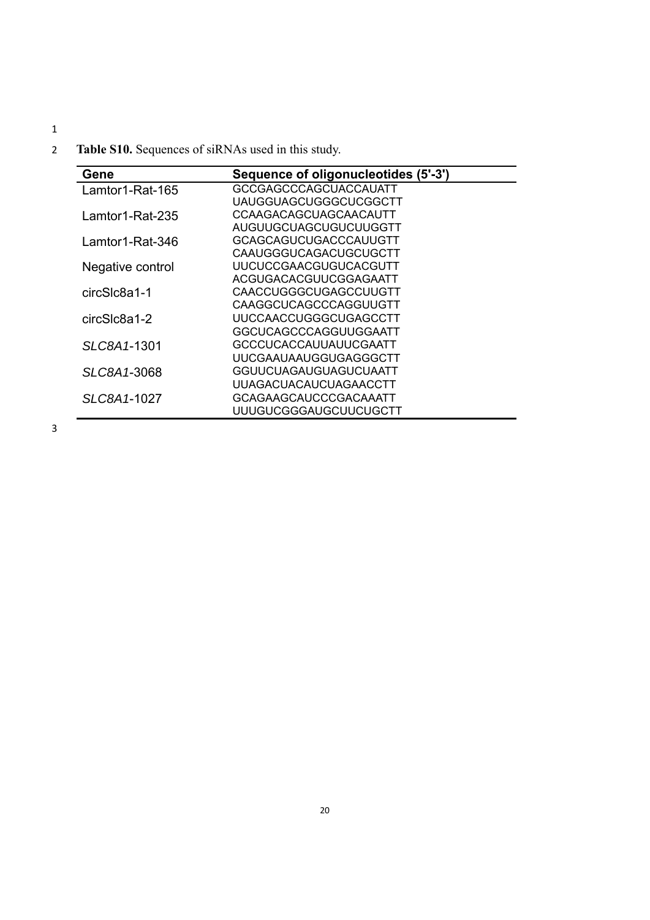**Table S10.** Sequences of siRNAs used in this study.

| Gene | Sequence of oligonucleotides (5'-3') |
|---|---|
| Lamtor1-Rat-165 | GCCGAGCCCAGCUACCAUATT |
| | UAUGGUAGCUGGGCUCGGCTT |
| Lamtor1-Rat-235 | CCAAGACAGCUAGCAACAUTT |
| | AUGUUGCUAGCUGUCUUGGTT |
| Lamtor1-Rat-346 | GCAGCAGUCUGACCCAUUGTT |
| | CAAUGGGUCAGACUGCUGCTT |
| Negative control | UUCUCCGAACGUGUCACGUTT |
| | ACGUGACACGUUCGGAGAATT |
| circSlc8a1-1 | CAACCUGGGCUGAGCCUUGTT |
| | CAAGGCUCAGCCCAGGUUGTT |
| circSlc8a1-2 | UUCCAACCUGGGCUGAGCCTT |
| | GGCUCAGCCCAGGUUGGAATT |
| *SLC8A1*-1301 | GCCCUCACCAUUAUUCGAATT |
| | UUCGAAUAAUGGUGAGGGCTT |
| *SLC8A1*-3068 | GGUUCUAGAUGUAGUCUAATT |
| | UUAGACUACAUCUAGAACCTT |
| *SLC8A1*-1027 | GCAGAAGCAUCCCGACAAATT |
| | UUUGUCGGGAUGCUUCUGCTT |